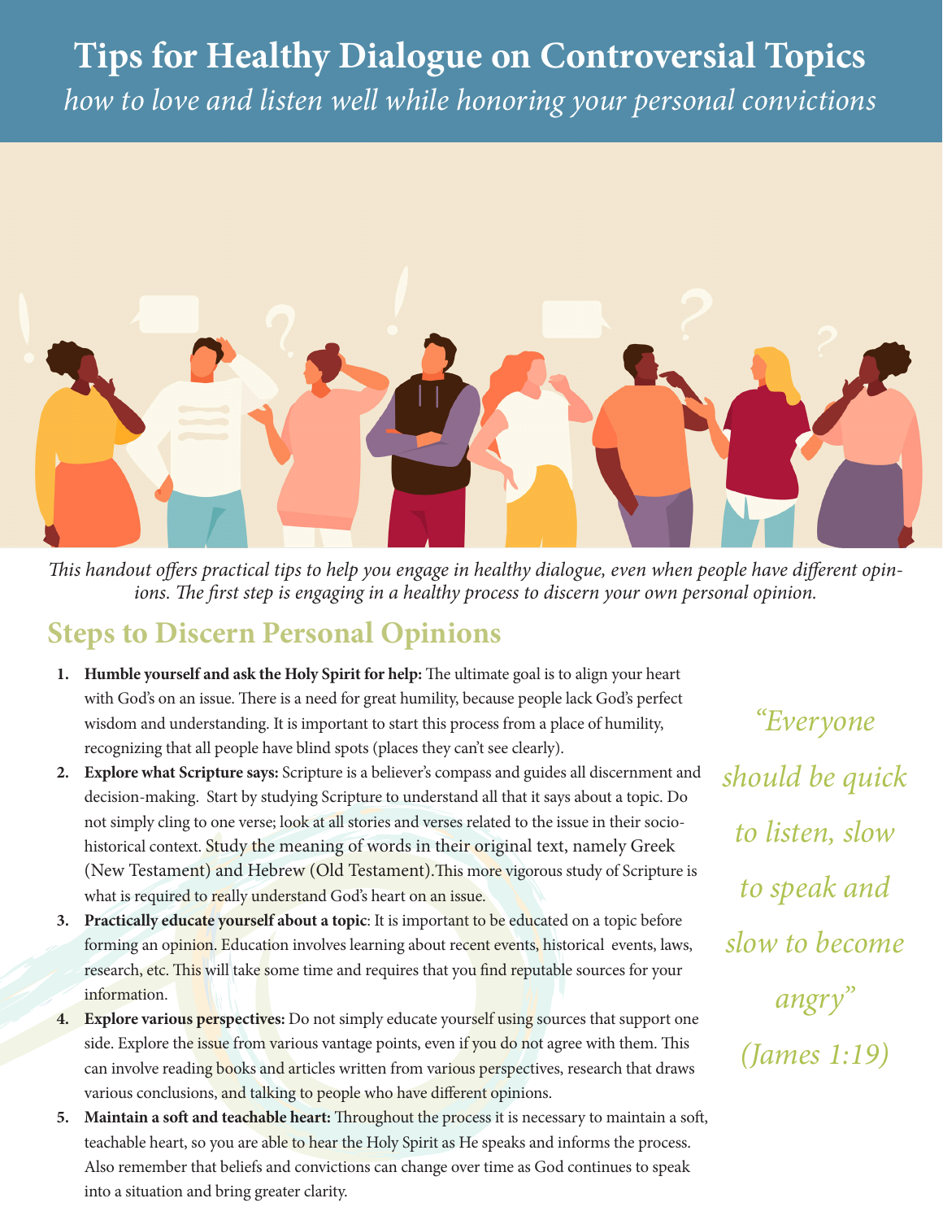# Tips for Healthy Dialogue on Controversial Topics

*how to love and listen well while honoring your personal convictions*

*This handout offers practical tips to help you engage in healthy dialogue, even when people have different opinions. The first step is engaging in a healthy process to discern your own personal opinion.*

## Steps to Discern Personal Opinions

1. **Humble yourself and ask the Holy Spirit for help:** The ultimate goal is to align your heart with God's on an issue. There is a need for great humility, because people lack God's perfect wisdom and understanding. It is important to start this process from a place of humility, recognizing that all people have blind spots (places they can't see clearly).
2. **Explore what Scripture says:** Scripture is a believer's compass and guides all discernment and decision-making. Start by studying Scripture to understand all that it says about a topic. Do not simply cling to one verse; look at all stories and verses related to the issue in their socio-historical context. Study the meaning of words in their original text, namely Greek (New Testament) and Hebrew (Old Testament).This more vigorous study of Scripture is what is required to really understand God's heart on an issue.
3. **Practically educate yourself about a topic**: It is important to be educated on a topic before forming an opinion. Education involves learning about recent events, historical events, laws, research, etc. This will take some time and requires that you find reputable sources for your information.
4. **Explore various perspectives:** Do not simply educate yourself using sources that support one side. Explore the issue from various vantage points, even if you do not agree with them. This can involve reading books and articles written from various perspectives, research that draws various conclusions, and talking to people who have different opinions.
5. **Maintain a soft and teachable heart:** Throughout the process it is necessary to maintain a soft, teachable heart, so you are able to hear the Holy Spirit as He speaks and informs the process. Also remember that beliefs and convictions can change over time as God continues to speak into a situation and bring greater clarity.

*"Everyone should be quick to listen, slow to speak and slow to become angry" (James 1:19)*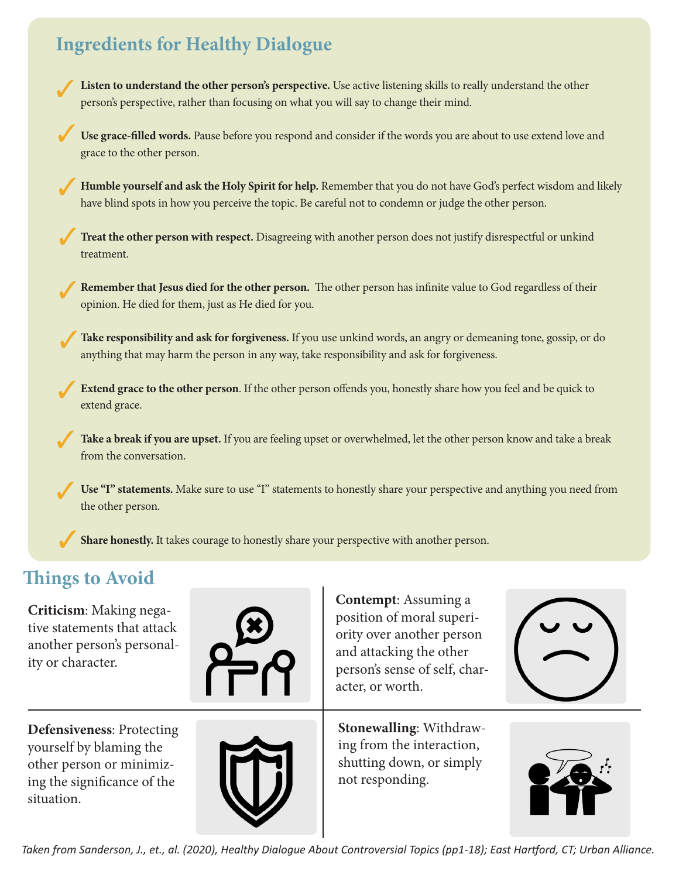## Ingredients for Healthy Dialogue

- ✓ **Listen to understand the other person's perspective.** Use active listening skills to really understand the other person's perspective, rather than focusing on what you will say to change their mind.
- ✓ **Use grace-filled words.** Pause before you respond and consider if the words you are about to use extend love and grace to the other person.
- ✓ **Humble yourself and ask the Holy Spirit for help.** Remember that you do not have God's perfect wisdom and likely have blind spots in how you perceive the topic. Be careful not to condemn or judge the other person.
- ✓ **Treat the other person with respect.** Disagreeing with another person does not justify disrespectful or unkind treatment.
- ✓ **Remember that Jesus died for the other person.** The other person has infinite value to God regardless of their opinion. He died for them, just as He died for you.
- ✓ **Take responsibility and ask for forgiveness.** If you use unkind words, an angry or demeaning tone, gossip, or do anything that may harm the person in any way, take responsibility and ask for forgiveness.
- ✓ **Extend grace to the other person**. If the other person offends you, honestly share how you feel and be quick to extend grace.
- ✓ **Take a break if you are upset.** If you are feeling upset or overwhelmed, let the other person know and take a break from the conversation.
- ✓ **Use "I" statements.** Make sure to use "I" statements to honestly share your perspective and anything you need from the other person.
- ✓ **Share honestly.** It takes courage to honestly share your perspective with another person.

## Things to Avoid

**Criticism**: Making negative statements that attack another person's personality or character.

**Contempt**: Assuming a position of moral superiority over another person and attacking the other person's sense of self, character, or worth.

**Defensiveness**: Protecting yourself by blaming the other person or minimizing the significance of the situation.

**Stonewalling**: Withdrawing from the interaction, shutting down, or simply not responding.

*Taken from Sanderson, J., et., al. (2020), Healthy Dialogue About Controversial Topics (pp1-18); East Hartford, CT; Urban Alliance.*